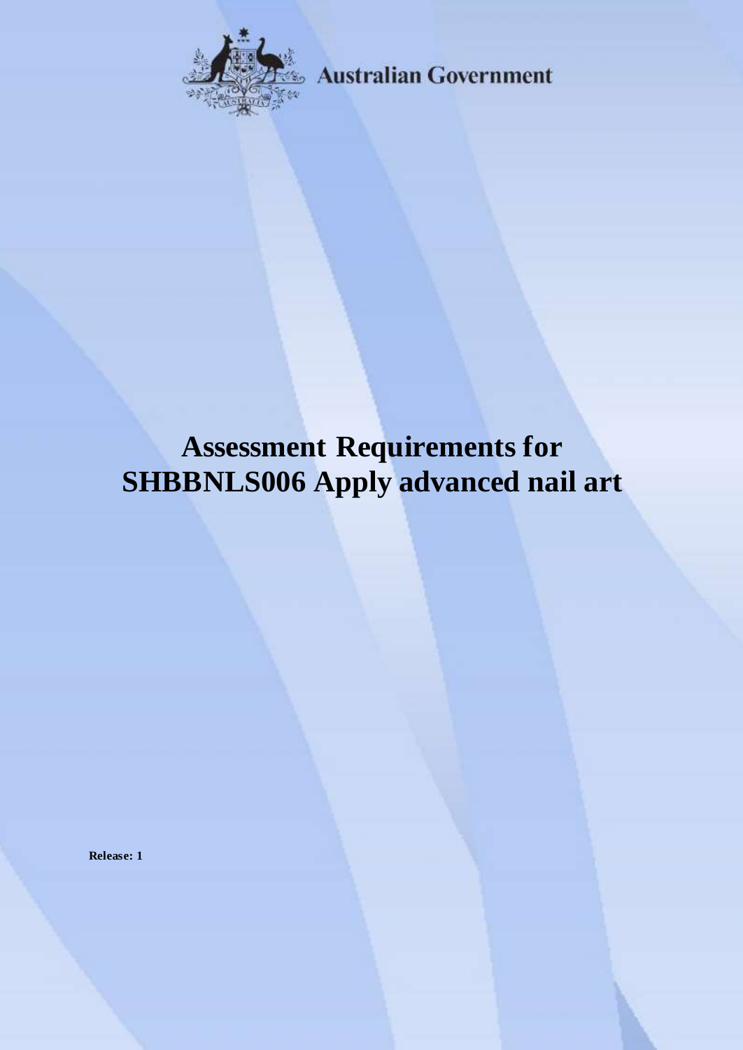Australian Government

# Assessment Requirements for SHBBNLS006 Apply advanced nail art

**Release: 1**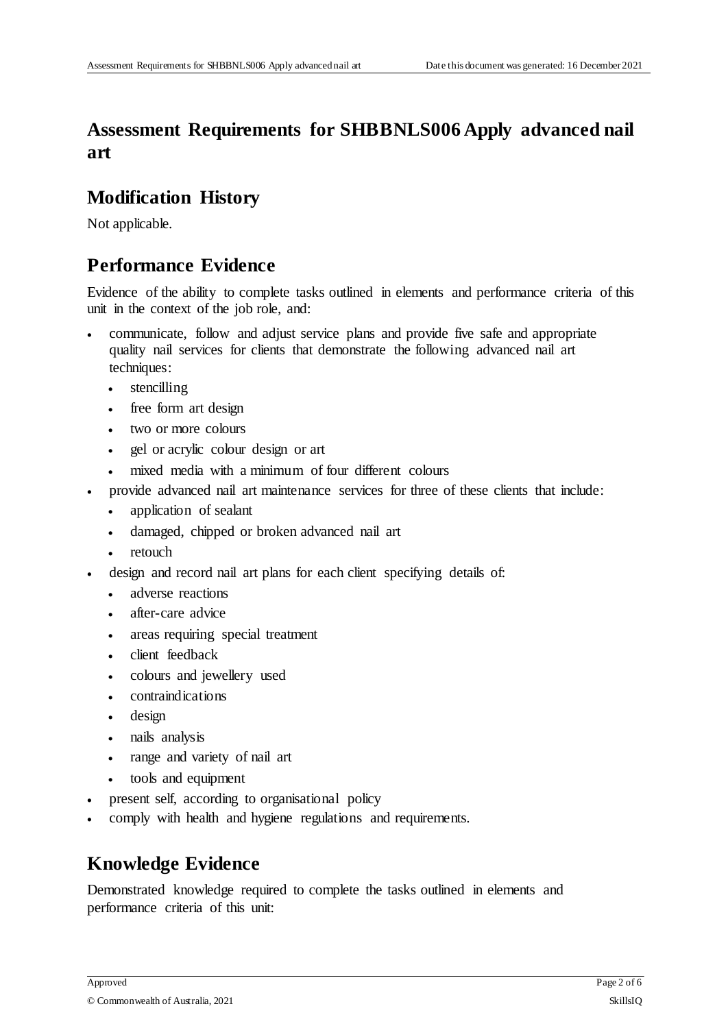# Assessment Requirements for SHBBNLS006 Apply advanced nail art

## Modification History

Not applicable.

## Performance Evidence

Evidence of the ability to complete tasks outlined in elements and performance criteria of this unit in the context of the job role, and:

- communicate, follow and adjust service plans and provide five safe and appropriate quality nail services for clients that demonstrate the following advanced nail art techniques:
  - stencilling
  - free form art design
  - two or more colours
  - gel or acrylic colour design or art
  - mixed media with a minimum of four different colours
- provide advanced nail art maintenance services for three of these clients that include:
  - application of sealant
  - damaged, chipped or broken advanced nail art
  - retouch
- design and record nail art plans for each client specifying details of:
  - adverse reactions
  - after-care advice
  - areas requiring special treatment
  - client feedback
  - colours and jewellery used
  - contraindications
  - design
  - nails analysis
  - range and variety of nail art
  - tools and equipment
- present self, according to organisational policy
- comply with health and hygiene regulations and requirements.

## Knowledge Evidence

Demonstrated knowledge required to complete the tasks outlined in elements and performance criteria of this unit: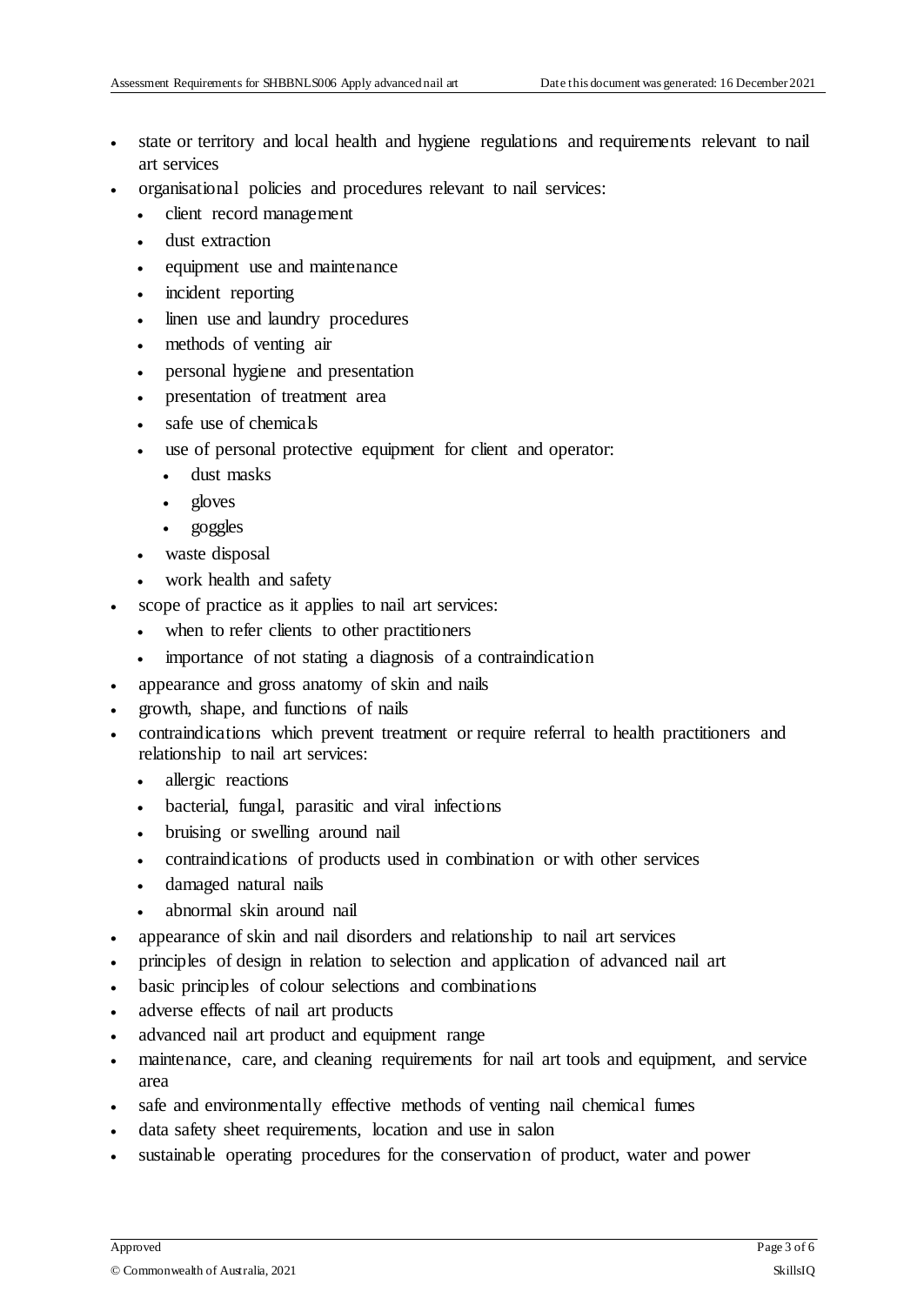- state or territory and local health and hygiene regulations and requirements relevant to nail art services
- organisational policies and procedures relevant to nail services:
  - client record management
  - dust extraction
  - equipment use and maintenance
  - incident reporting
  - linen use and laundry procedures
  - methods of venting air
  - personal hygiene and presentation
  - presentation of treatment area
  - safe use of chemicals
  - use of personal protective equipment for client and operator:
    - dust masks
    - gloves
    - goggles
  - waste disposal
  - work health and safety
- scope of practice as it applies to nail art services:
  - when to refer clients to other practitioners
  - importance of not stating a diagnosis of a contraindication
- appearance and gross anatomy of skin and nails
- growth, shape, and functions of nails
- contraindications which prevent treatment or require referral to health practitioners and relationship to nail art services:
  - allergic reactions
  - bacterial, fungal, parasitic and viral infections
  - bruising or swelling around nail
  - contraindications of products used in combination or with other services
  - damaged natural nails
  - abnormal skin around nail
- appearance of skin and nail disorders and relationship to nail art services
- principles of design in relation to selection and application of advanced nail art
- basic principles of colour selections and combinations
- adverse effects of nail art products
- advanced nail art product and equipment range
- maintenance, care, and cleaning requirements for nail art tools and equipment, and service area
- safe and environmentally effective methods of venting nail chemical fumes
- data safety sheet requirements, location and use in salon
- sustainable operating procedures for the conservation of product, water and power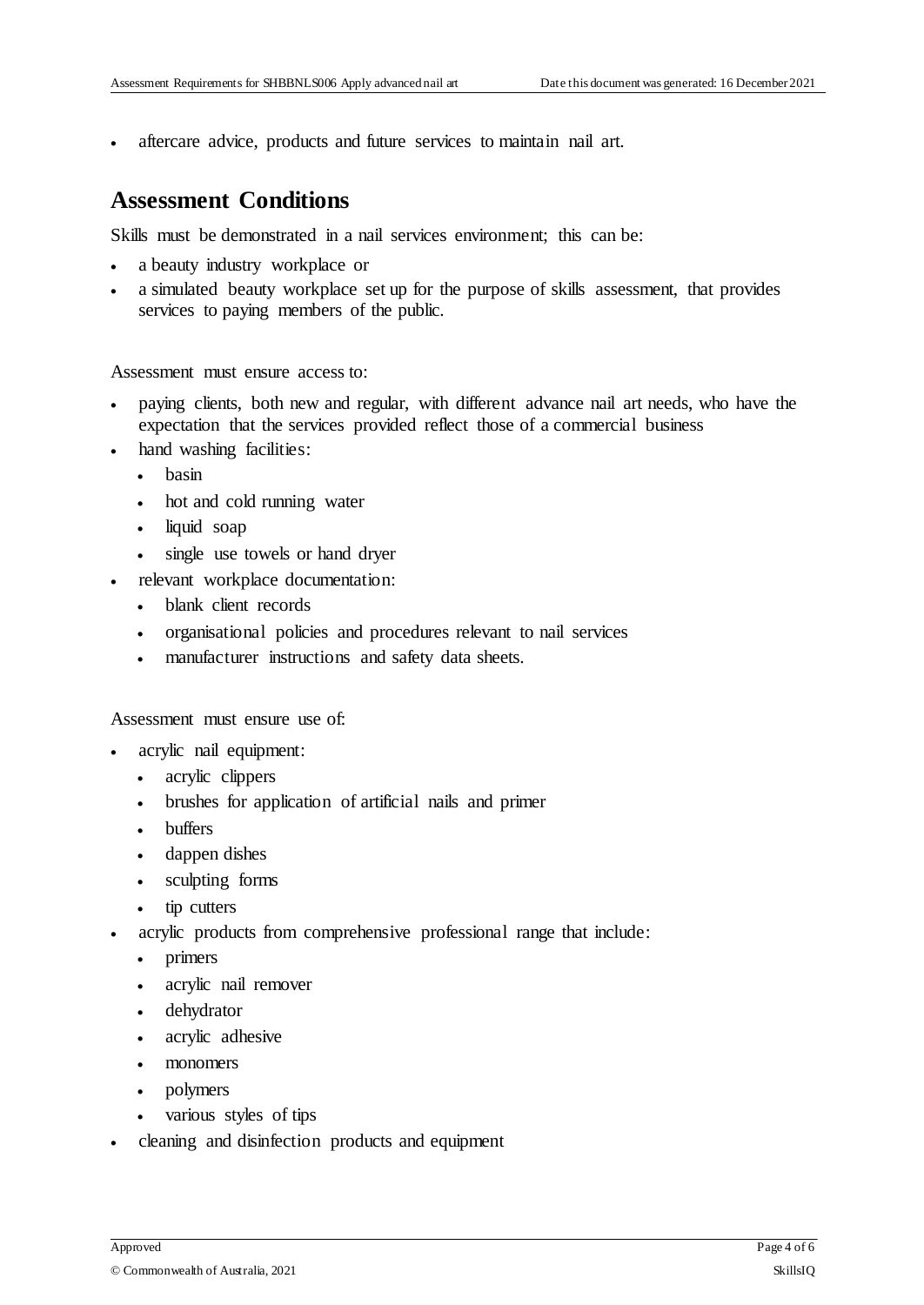- aftercare advice, products and future services to maintain nail art.

## Assessment Conditions

Skills must be demonstrated in a nail services environment; this can be:

- a beauty industry workplace or
- a simulated beauty workplace set up for the purpose of skills assessment, that provides services to paying members of the public.

Assessment must ensure access to:

- paying clients, both new and regular, with different advance nail art needs, who have the expectation that the services provided reflect those of a commercial business
- hand washing facilities:
  - basin
  - hot and cold running water
  - liquid soap
  - single use towels or hand dryer
- relevant workplace documentation:
  - blank client records
  - organisational policies and procedures relevant to nail services
  - manufacturer instructions and safety data sheets.

Assessment must ensure use of:

- acrylic nail equipment:
  - acrylic clippers
  - brushes for application of artificial nails and primer
  - buffers
  - dappen dishes
  - sculpting forms
  - tip cutters
- acrylic products from comprehensive professional range that include:
  - primers
  - acrylic nail remover
  - dehydrator
  - acrylic adhesive
  - monomers
  - polymers
  - various styles of tips
- cleaning and disinfection products and equipment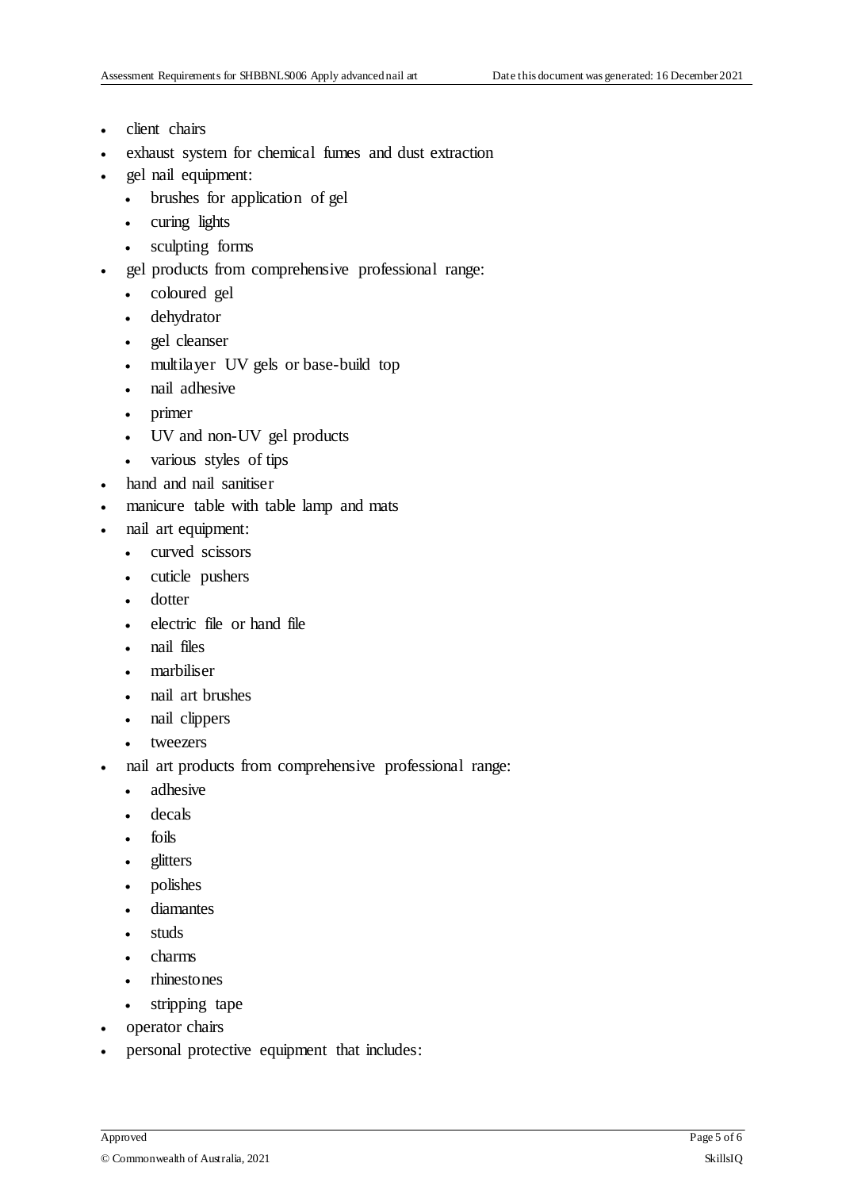- client chairs
- exhaust system for chemical fumes and dust extraction
- gel nail equipment:
  - brushes for application of gel
  - curing lights
  - sculpting forms
- gel products from comprehensive professional range:
  - coloured gel
  - dehydrator
  - gel cleanser
  - multilayer UV gels or base-build top
  - nail adhesive
  - primer
  - UV and non-UV gel products
  - various styles of tips
- hand and nail sanitiser
- manicure table with table lamp and mats
- nail art equipment:
  - curved scissors
  - cuticle pushers
  - dotter
  - electric file or hand file
  - nail files
  - marbiliser
  - nail art brushes
  - nail clippers
  - tweezers
- nail art products from comprehensive professional range:
  - adhesive
  - decals
  - foils
  - glitters
  - polishes
  - diamantes
  - studs
  - charms
  - rhinestones
  - stripping tape
- operator chairs
- personal protective equipment that includes: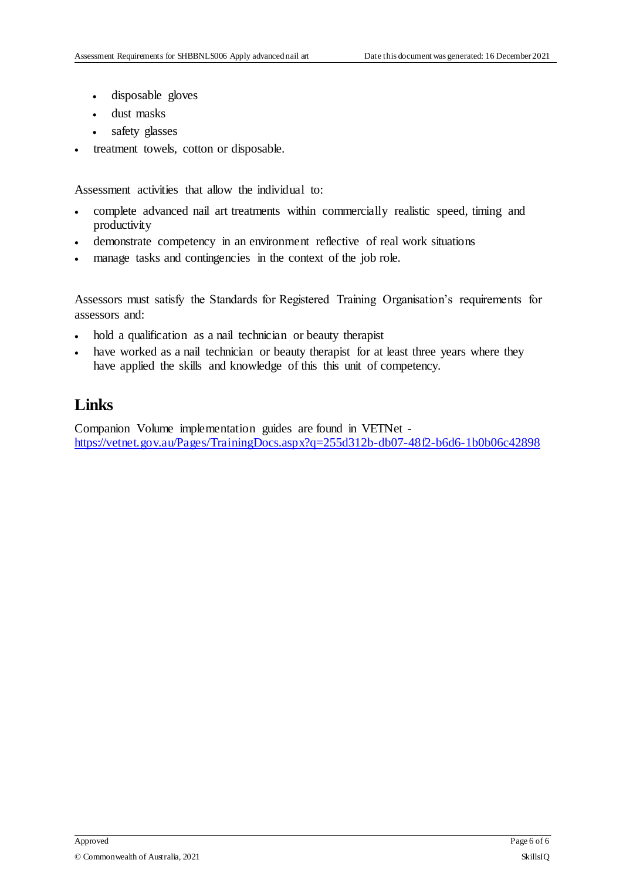- disposable gloves
  - dust masks
  - safety glasses
- treatment towels, cotton or disposable.

Assessment activities that allow the individual to:

- complete advanced nail art treatments within commercially realistic speed, timing and productivity
- demonstrate competency in an environment reflective of real work situations
- manage tasks and contingencies in the context of the job role.

Assessors must satisfy the Standards for Registered Training Organisation's requirements for assessors and:

- hold a qualification as a nail technician or beauty therapist
- have worked as a nail technician or beauty therapist for at least three years where they have applied the skills and knowledge of this this unit of competency.

## Links

Companion Volume implementation guides are found in VETNet - https://vetnet.gov.au/Pages/TrainingDocs.aspx?q=255d312b-db07-48f2-b6d6-1b0b06c42898